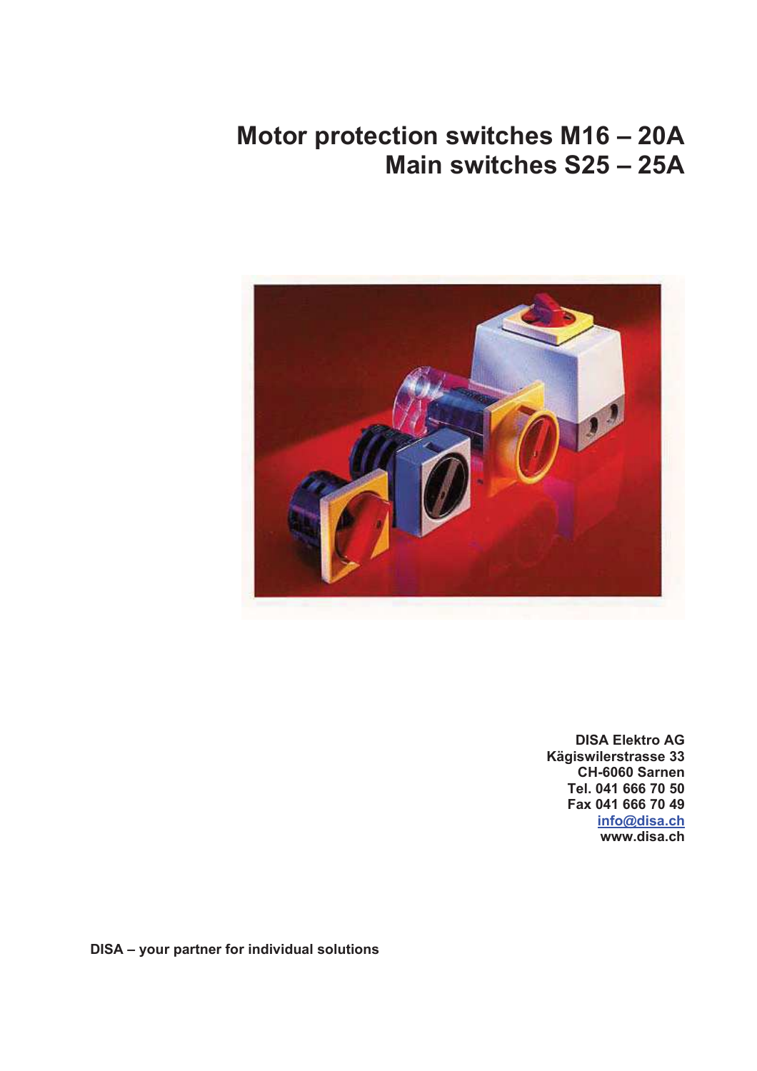# Motor protection switches M16 – 20A
# Main switches S25 – 25A

**DISA Elektro AG**
**Kägiswilerstrasse 33**
**CH-6060 Sarnen**
**Tel. 041 666 70 50**
**Fax 041 666 70 49**
**info@disa.ch**
**www.disa.ch**

**DISA – your partner for individual solutions**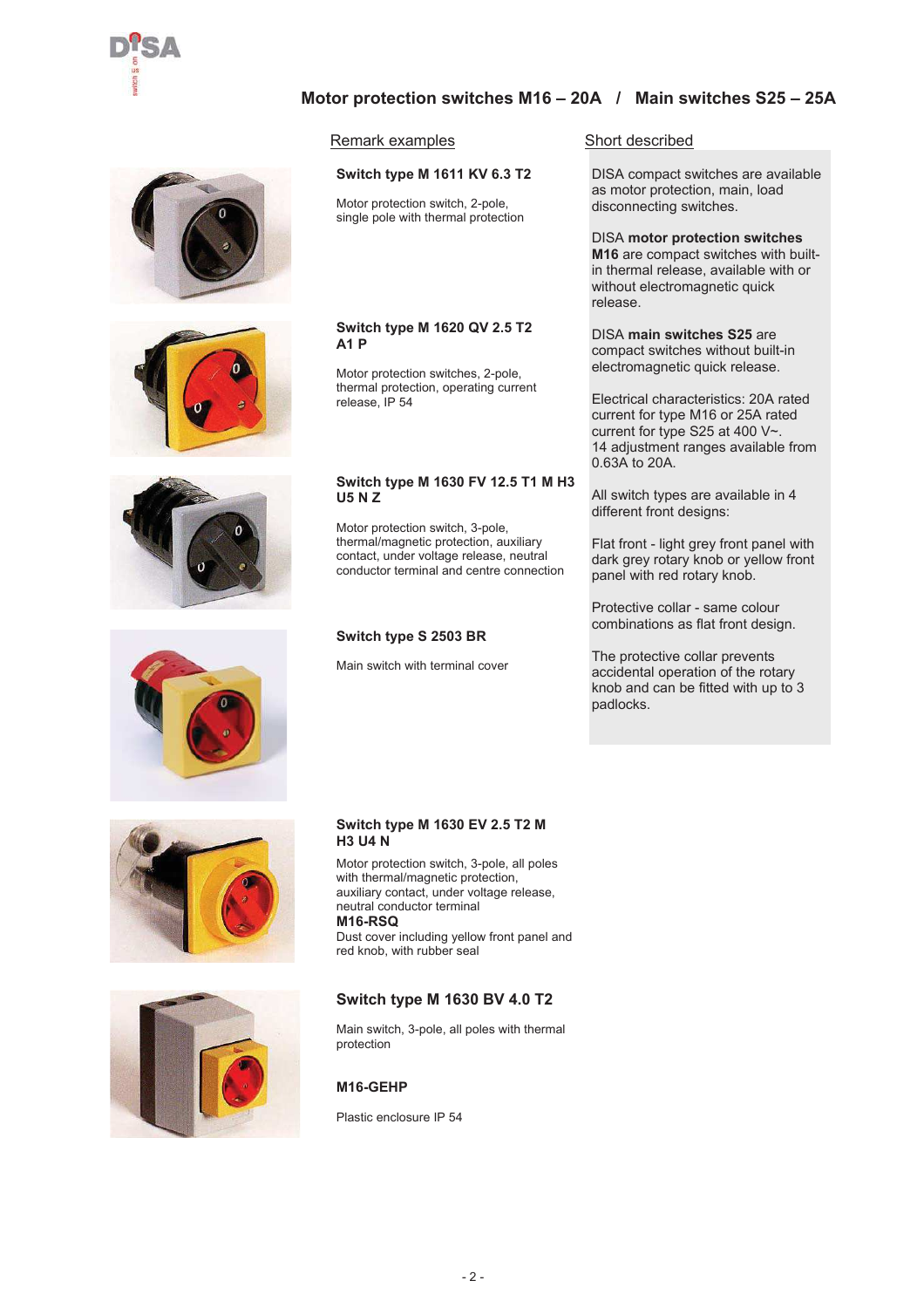# Motor protection switches M16 – 20A / Main switches S25 – 25A

## Remark examples

**Switch type M 1611 KV 6.3 T2**

Motor protection switch, 2-pole, single pole with thermal protection

**Switch type M 1620 QV 2.5 T2 A1 P**

Motor protection switches, 2-pole, thermal protection, operating current release, IP 54

**Switch type M 1630 FV 12.5 T1 M H3 U5 N Z**

Motor protection switch, 3-pole, thermal/magnetic protection, auxiliary contact, under voltage release, neutral conductor terminal and centre connection

**Switch type S 2503 BR**

Main switch with terminal cover

**Switch type M 1630 EV 2.5 T2 M H3 U4 N**

Motor protection switch, 3-pole, all poles with thermal/magnetic protection, auxiliary contact, under voltage release, neutral conductor terminal

**M16-RSQ**

Dust cover including yellow front panel and red knob, with rubber seal

**Switch type M 1630 BV 4.0 T2**

Main switch, 3-pole, all poles with thermal protection

**M16-GEHP**

Plastic enclosure IP 54

## Short described

DISA compact switches are available as motor protection, main, load disconnecting switches.

DISA **motor protection switches M16** are compact switches with built-in thermal release, available with or without electromagnetic quick release.

DISA **main switches S25** are compact switches without built-in electromagnetic quick release.

Electrical characteristics: 20A rated current for type M16 or 25A rated current for type S25 at 400 V~.
14 adjustment ranges available from 0.63A to 20A.

All switch types are available in 4 different front designs:

Flat front - light grey front panel with dark grey rotary knob or yellow front panel with red rotary knob.

Protective collar - same colour combinations as flat front design.

The protective collar prevents accidental operation of the rotary knob and can be fitted with up to 3 padlocks.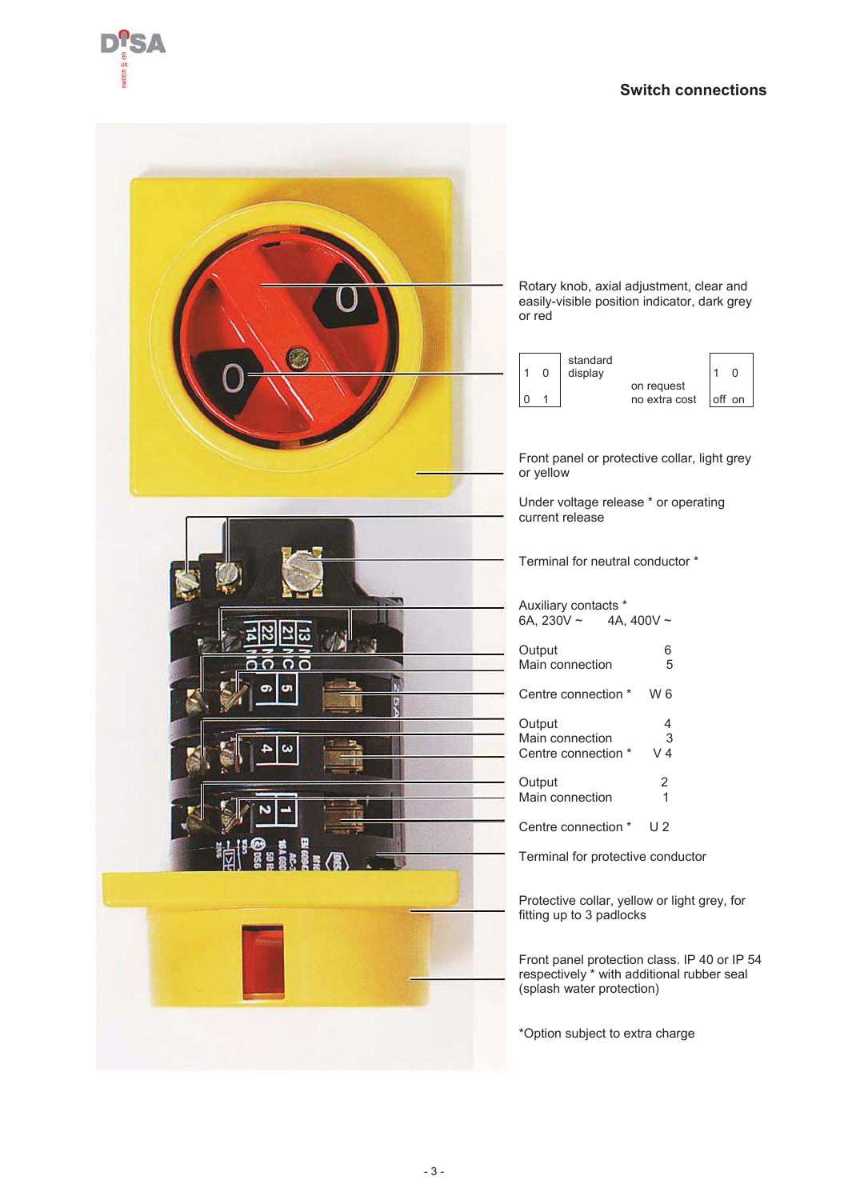## Switch connections

Rotary knob, axial adjustment, clear and easily-visible position indicator, dark grey or red

| 1 0 / 0 1 | standard display | on request no extra cost | 1 0 / off on |
|---|---|---|---|

Front panel or protective collar, light grey or yellow

Under voltage release * or operating current release

Terminal for neutral conductor *

Auxiliary contacts *
6A, 230V ~ 4A, 400V ~

Output 6
Main connection 5

Centre connection * W 6

Output 4
Main connection 3
Centre connection * V 4

Output 2
Main connection 1

Centre connection * U 2

Terminal for protective conductor

Protective collar, yellow or light grey, for fitting up to 3 padlocks

Front panel protection class. IP 40 or IP 54 respectively * with additional rubber seal (splash water protection)

*Option subject to extra charge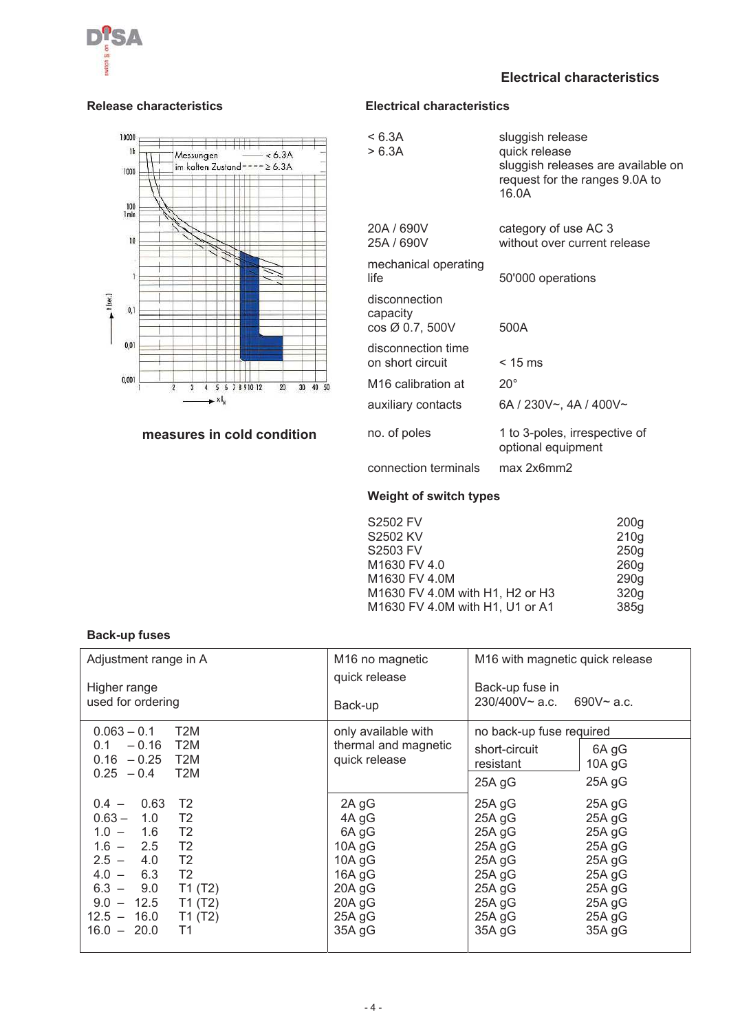## Electrical characteristics

### Release characteristics

Messungen im kalten Zustand —— < 6.3A  - - - - ≥ 6.3A

**measures in cold condition**

### Electrical characteristics

| | |
|---|---|
| < 6.3A<br>> 6.3A | sluggish release<br>quick release<br>sluggish releases are available on request for the ranges 9.0A to 16.0A |
| 20A / 690V<br>25A / 690V | category of use AC 3<br>without over current release |
| mechanical operating life | 50'000 operations |
| disconnection capacity cos Ø 0.7, 500V | 500A |
| disconnection time on short circuit | < 15 ms |
| M16 calibration at | 20° |
| auxiliary contacts | 6A / 230V~, 4A / 400V~ |
| no. of poles | 1 to 3-poles, irrespective of optional equipment |
| connection terminals | max 2x6mm2 |

### Weight of switch types

| | |
|---|---|
| S2502 FV | 200g |
| S2502 KV | 210g |
| S2503 FV | 250g |
| M1630 FV 4.0 | 260g |
| M1630 FV 4.0M | 290g |
| M1630 FV 4.0M with H1, H2 or H3 | 320g |
| M1630 FV 4.0M with H1, U1 or A1 | 385g |

### Back-up fuses

| Adjustment range in A<br><br>Higher range used for ordering | | M16 no magnetic quick release<br><br>Back-up | M16 with magnetic quick release<br><br>Back-up fuse in 230/400V~ a.c. | 690V~ a.c. |
|---|---|---|---|---|
| 0.063 – 0.1 | T2M | only available with thermal and magnetic quick release | no back-up fuse required | |
| 0.1 – 0.16 | T2M | | short-circuit resistant | 6A gG |
| 0.16 – 0.25 | T2M | | | 10A gG |
| 0.25 – 0.4 | T2M | | 25A gG | 25A gG |
| 0.4 – 0.63 | T2 | 2A gG | 25A gG | 25A gG |
| 0.63 – 1.0 | T2 | 4A gG | 25A gG | 25A gG |
| 1.0 – 1.6 | T2 | 6A gG | 25A gG | 25A gG |
| 1.6 – 2.5 | T2 | 10A gG | 25A gG | 25A gG |
| 2.5 – 4.0 | T2 | 10A gG | 25A gG | 25A gG |
| 4.0 – 6.3 | T2 | 16A gG | 25A gG | 25A gG |
| 6.3 – 9.0 | T1 (T2) | 20A gG | 25A gG | 25A gG |
| 9.0 – 12.5 | T1 (T2) | 20A gG | 25A gG | 25A gG |
| 12.5 – 16.0 | T1 (T2) | 25A gG | 25A gG | 25A gG |
| 16.0 – 20.0 | T1 | 35A gG | 35A gG | 35A gG |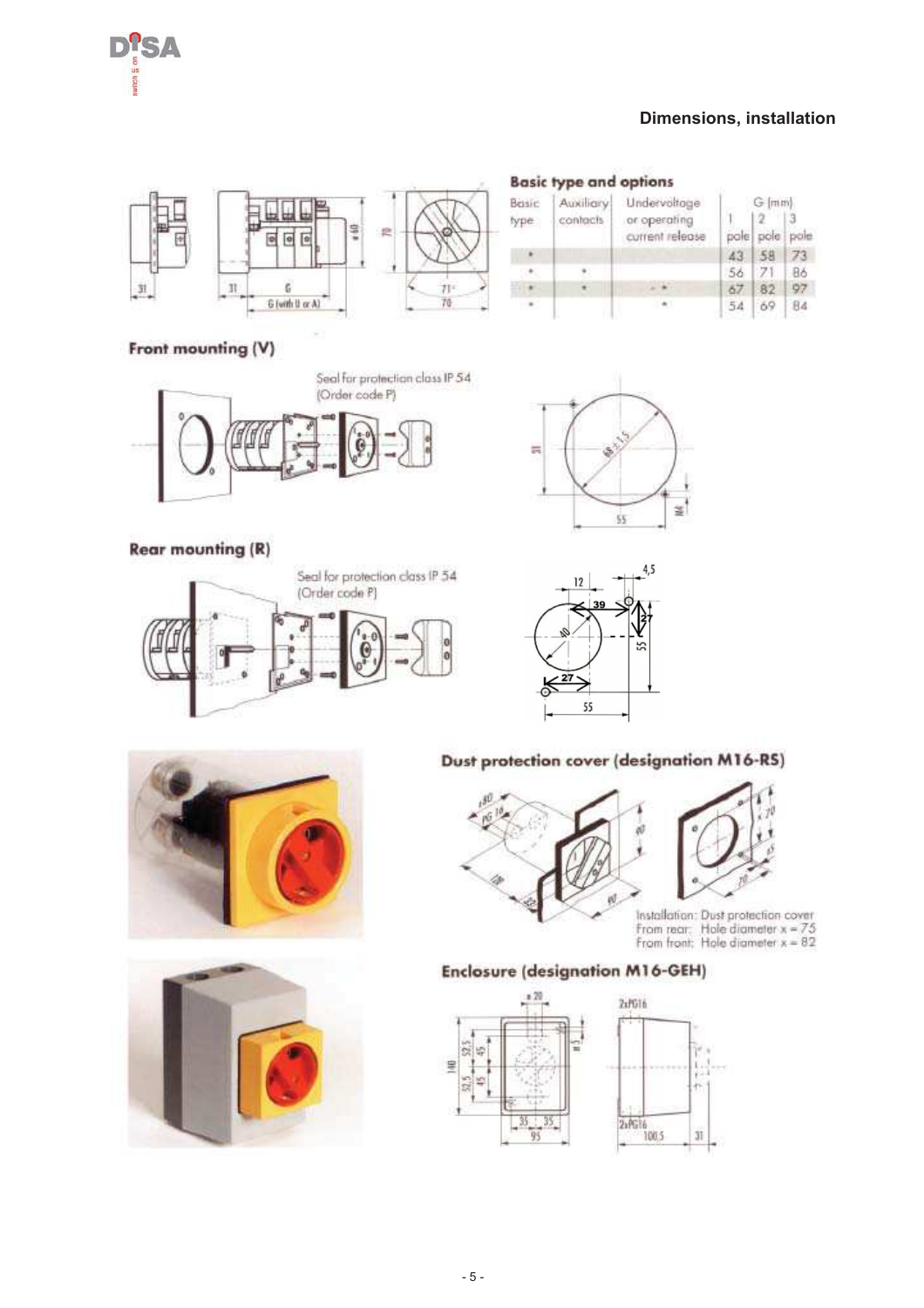## Dimensions, installation

### Basic type and options

| Basic type | Auxiliary contacts | Undervoltage or operating current release | G (mm) 1 pole | 2 pole | 3 pole |
|---|---|---|---|---|---|
| * | | | 43 | 58 | 73 |
| * | * | | 56 | 71 | 86 |
| * | * | * * | 67 | 82 | 97 |
| * | | * | 54 | 69 | 84 |

### Front mounting (V)

Seal for protection class IP 54
(Order code P)

### Rear mounting (R)

Seal for protection class IP 54
(Order code P)

### Dust protection cover (designation M16-RS)

Installation: Dust protection cover
From rear: Hole diameter x = 75
From front: Hole diameter x = 82

### Enclosure (designation M16-GEH)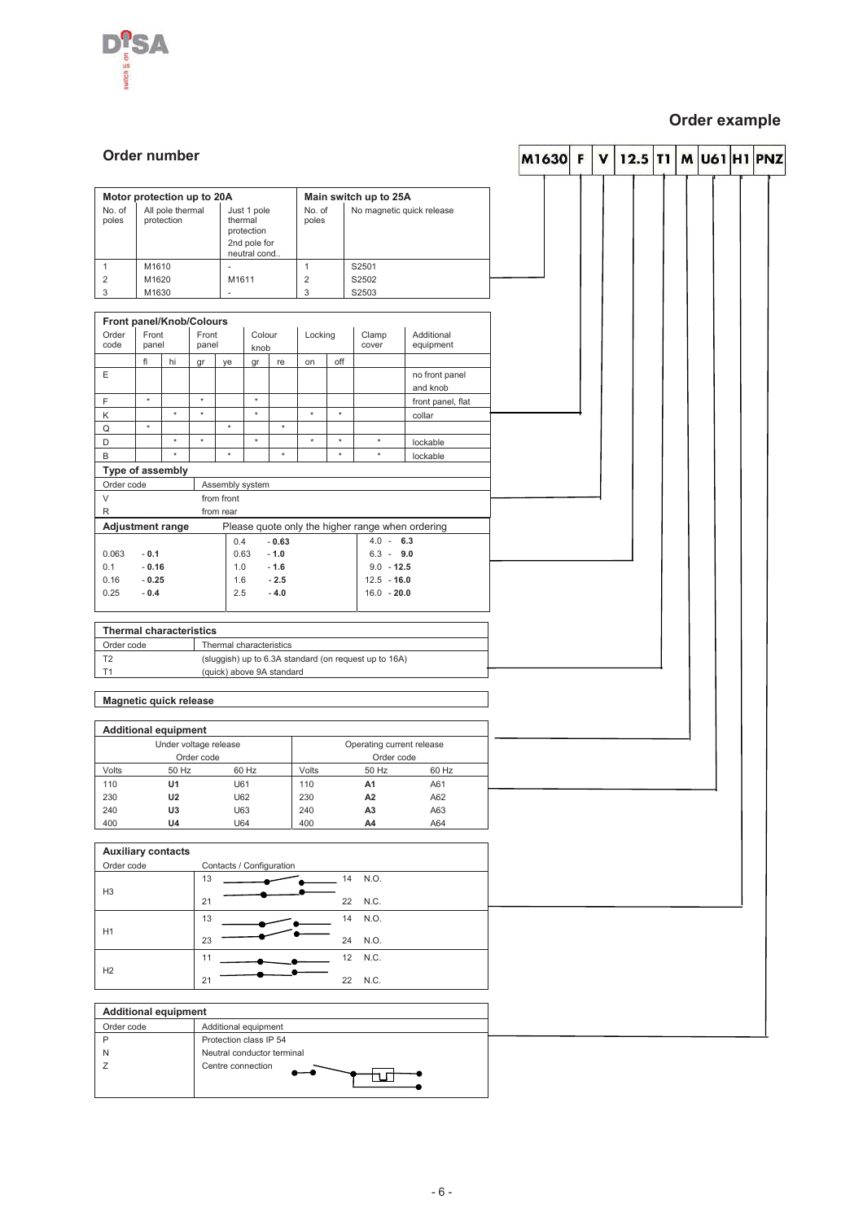## Order example

| M1630 | F | V | 12.5 | T1 | M | U61 | H1 | PNZ |
|---|---|---|---|---|---|---|---|---|

## Order number

| Motor protection up to 20A | | | Main switch up to 25A | |
|---|---|---|---|---|
| No. of poles | All pole thermal protection | Just 1 pole thermal protection 2nd pole for neutral cond.. | No. of poles | No magnetic quick release |
| 1 | M1610 | - | 1 | S2501 |
| 2 | M1620 | M1611 | 2 | S2502 |
| 3 | M1630 | - | 3 | S2503 |

### Front panel/Knob/Colours

| Order code | Front panel | | Front panel | | Colour knob | | Locking | | Clamp cover | Additional equipment |
|---|---|---|---|---|---|---|---|---|---|---|
| | fl | hi | gr | ye | gr | re | on | off | | |
| E | | | | | | | | | | no front panel and knob |
| F | * | | * | | * | | | | | front panel, flat |
| K | | * | * | | * | | * | * | | collar |
| Q | * | | | * | | * | | | | |
| D | | * | * | | * | | * | * | * | lockable |
| B | | * | | * | | * | | * | * | lockable |

### Type of assembly

| Order code | Assembly system |
|---|---|
| V | from front |
| R | from rear |

### Adjustment range

Please quote only the higher range when ordering

| | | |
|---|---|---|
| | 0.4 - **0.63** | 4.0 - **6.3** |
| 0.063 - **0.1** | 0.63 - **1.0** | 6.3 - **9.0** |
| 0.1 - **0.16** | 1.0 - **1.6** | 9.0 - **12.5** |
| 0.16 - **0.25** | 1.6 - **2.5** | 12.5 - **16.0** |
| 0.25 - **0.4** | 2.5 - **4.0** | 16.0 - **20.0** |

### Thermal characteristics

| Order code | Thermal characteristics |
|---|---|
| T2 | (sluggish) up to 6.3A standard (on request up to 16A) |
| T1 | (quick) above 9A standard |

### Magnetic quick release

### Additional equipment

| Under voltage release Order code | | | Operating current release Order code | | |
|---|---|---|---|---|---|
| Volts | 50 Hz | 60 Hz | Volts | 50 Hz | 60 Hz |
| 110 | **U1** | U61 | 110 | **A1** | A61 |
| 230 | **U2** | U62 | 230 | **A2** | A62 |
| 240 | **U3** | U63 | 240 | **A3** | A63 |
| 400 | **U4** | U64 | 400 | **A4** | A64 |

### Auxiliary contacts

| Order code | Contacts / Configuration |
|---|---|
| H3 | 13 – 14 N.O.; 21 – 22 N.C. |
| H1 | 13 – 14 N.O.; 23 – 24 N.O. |
| H2 | 11 – 12 N.C.; 21 – 22 N.C. |

### Additional equipment

| Order code | Additional equipment |
|---|---|
| P | Protection class IP 54 |
| N | Neutral conductor terminal |
| Z | Centre connection |